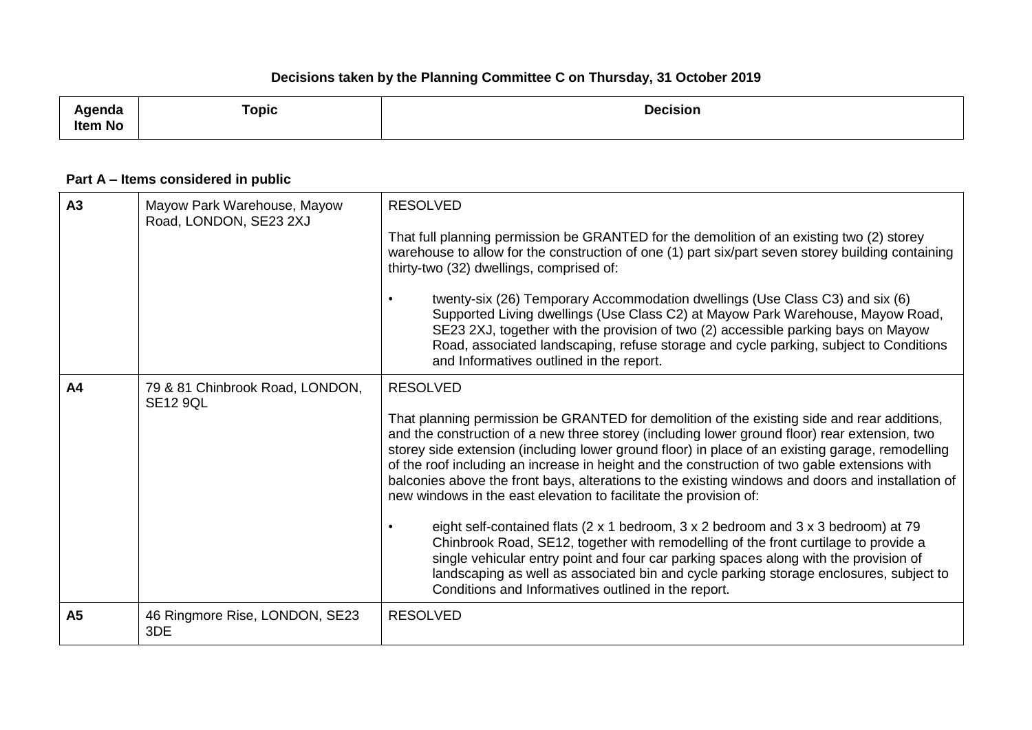**Decisions taken by the Planning Committee C on Thursday, 31 October 2019**

| Agenda Item No | Topic | Decision |
|---|---|---|

**Part A – Items considered in public**

| | | |
|---|---|---|
| **A3** | Mayow Park Warehouse, Mayow Road, LONDON, SE23 2XJ | RESOLVED<br><br>That full planning permission be GRANTED for the demolition of an existing two (2) storey warehouse to allow for the construction of one (1) part six/part seven storey building containing thirty-two (32) dwellings, comprised of:<br><br>• twenty-six (26) Temporary Accommodation dwellings (Use Class C3) and six (6) Supported Living dwellings (Use Class C2) at Mayow Park Warehouse, Mayow Road, SE23 2XJ, together with the provision of two (2) accessible parking bays on Mayow Road, associated landscaping, refuse storage and cycle parking, subject to Conditions and Informatives outlined in the report. |
| **A4** | 79 & 81 Chinbrook Road, LONDON, SE12 9QL | RESOLVED<br><br>That planning permission be GRANTED for demolition of the existing side and rear additions, and the construction of a new three storey (including lower ground floor) rear extension, two storey side extension (including lower ground floor) in place of an existing garage, remodelling of the roof including an increase in height and the construction of two gable extensions with balconies above the front bays, alterations to the existing windows and doors and installation of new windows in the east elevation to facilitate the provision of:<br><br>• eight self-contained flats (2 x 1 bedroom, 3 x 2 bedroom and 3 x 3 bedroom) at 79 Chinbrook Road, SE12, together with remodelling of the front curtilage to provide a single vehicular entry point and four car parking spaces along with the provision of landscaping as well as associated bin and cycle parking storage enclosures, subject to Conditions and Informatives outlined in the report. |
| **A5** | 46 Ringmore Rise, LONDON, SE23 3DE | RESOLVED |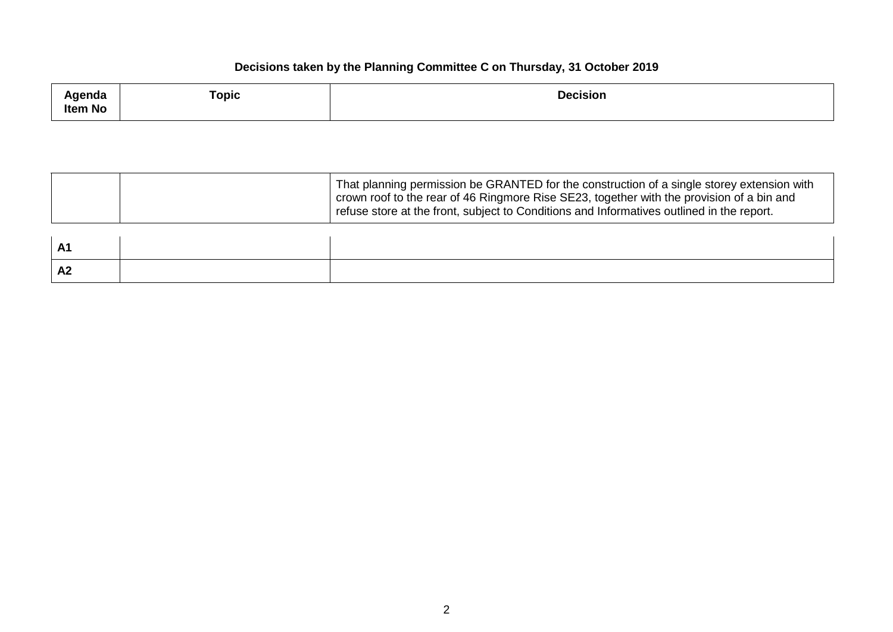**Decisions taken by the Planning Committee C on Thursday, 31 October 2019**

| Agenda Item No | Topic | Decision |
|---|---|---|
| | | That planning permission be GRANTED for the construction of a single storey extension with crown roof to the rear of 46 Ringmore Rise SE23, together with the provision of a bin and refuse store at the front, subject to Conditions and Informatives outlined in the report. |
| A1 | | |
| A2 | | |